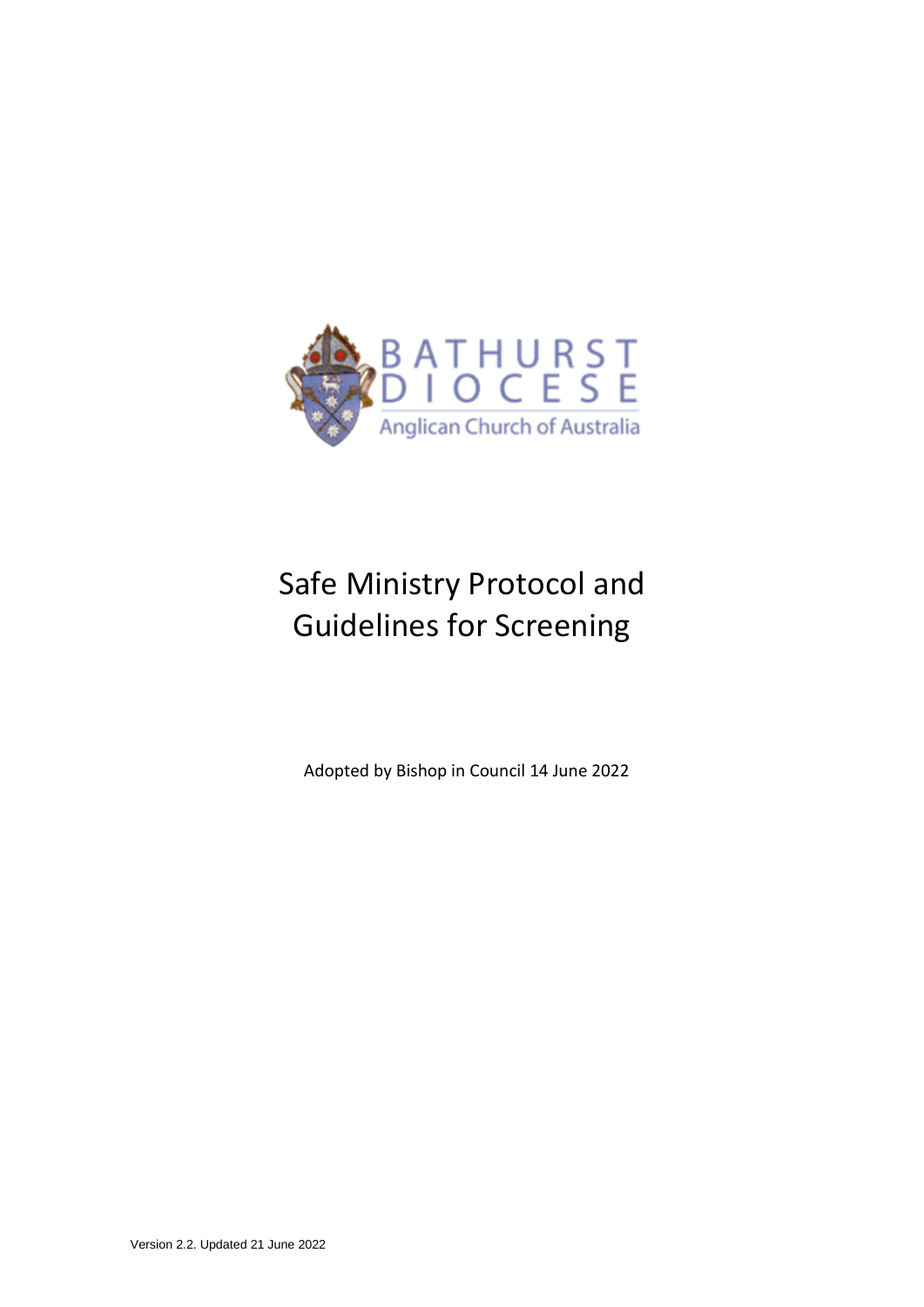BATHURST DIOCESE

Anglican Church of Australia

# Safe Ministry Protocol and Guidelines for Screening

Adopted by Bishop in Council 14 June 2022

Version 2.2. Updated 21 June 2022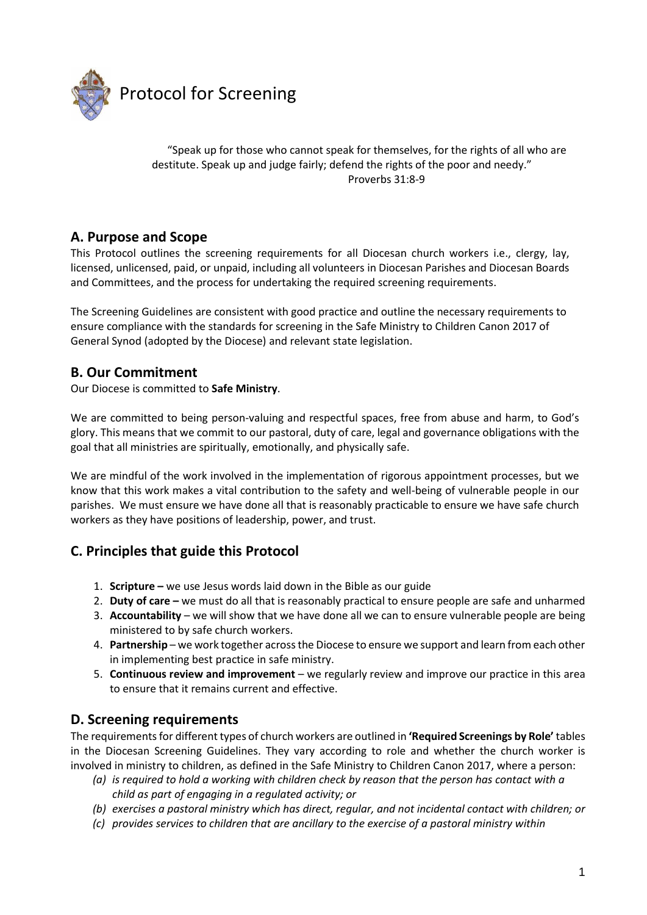# Protocol for Screening

> "Speak up for those who cannot speak for themselves, for the rights of all who are destitute. Speak up and judge fairly; defend the rights of the poor and needy."
> Proverbs 31:8-9

## A. Purpose and Scope

This Protocol outlines the screening requirements for all Diocesan church workers i.e., clergy, lay, licensed, unlicensed, paid, or unpaid, including all volunteers in Diocesan Parishes and Diocesan Boards and Committees, and the process for undertaking the required screening requirements.

The Screening Guidelines are consistent with good practice and outline the necessary requirements to ensure compliance with the standards for screening in the Safe Ministry to Children Canon 2017 of General Synod (adopted by the Diocese) and relevant state legislation.

## B. Our Commitment

Our Diocese is committed to **Safe Ministry**.

We are committed to being person-valuing and respectful spaces, free from abuse and harm, to God's glory. This means that we commit to our pastoral, duty of care, legal and governance obligations with the goal that all ministries are spiritually, emotionally, and physically safe.

We are mindful of the work involved in the implementation of rigorous appointment processes, but we know that this work makes a vital contribution to the safety and well-being of vulnerable people in our parishes. We must ensure we have done all that is reasonably practicable to ensure we have safe church workers as they have positions of leadership, power, and trust.

## C. Principles that guide this Protocol

1. **Scripture –** we use Jesus words laid down in the Bible as our guide
2. **Duty of care –** we must do all that is reasonably practical to ensure people are safe and unharmed
3. **Accountability** – we will show that we have done all we can to ensure vulnerable people are being ministered to by safe church workers.
4. **Partnership** – we work together across the Diocese to ensure we support and learn from each other in implementing best practice in safe ministry.
5. **Continuous review and improvement** – we regularly review and improve our practice in this area to ensure that it remains current and effective.

## D. Screening requirements

The requirements for different types of church workers are outlined in **'Required Screenings by Role'** tables in the Diocesan Screening Guidelines. They vary according to role and whether the church worker is involved in ministry to children, as defined in the Safe Ministry to Children Canon 2017, where a person:

*(a) is required to hold a working with children check by reason that the person has contact with a child as part of engaging in a regulated activity; or*

*(b) exercises a pastoral ministry which has direct, regular, and not incidental contact with children; or*

*(c) provides services to children that are ancillary to the exercise of a pastoral ministry within*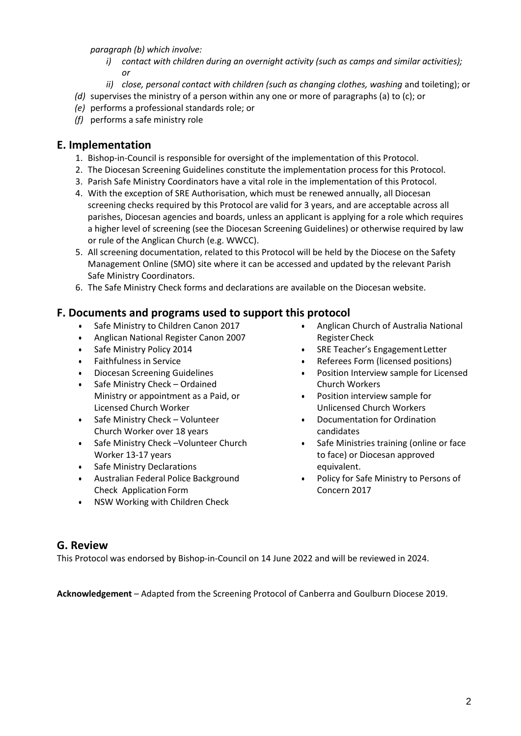*paragraph (b) which involve:*

- *i) contact with children during an overnight activity (such as camps and similar activities); or*
- *ii) close, personal contact with children (such as changing clothes, washing* and toileting); or

*(d)* supervises the ministry of a person within any one or more of paragraphs (a) to (c); or

*(e)* performs a professional standards role; or

*(f)* performs a safe ministry role

## E. Implementation

1. Bishop-in-Council is responsible for oversight of the implementation of this Protocol.
2. The Diocesan Screening Guidelines constitute the implementation process for this Protocol.
3. Parish Safe Ministry Coordinators have a vital role in the implementation of this Protocol.
4. With the exception of SRE Authorisation, which must be renewed annually, all Diocesan screening checks required by this Protocol are valid for 3 years, and are acceptable across all parishes, Diocesan agencies and boards, unless an applicant is applying for a role which requires a higher level of screening (see the Diocesan Screening Guidelines) or otherwise required by law or rule of the Anglican Church (e.g. WWCC).
5. All screening documentation, related to this Protocol will be held by the Diocese on the Safety Management Online (SMO) site where it can be accessed and updated by the relevant Parish Safe Ministry Coordinators.
6. The Safe Ministry Check forms and declarations are available on the Diocesan website.

## F. Documents and programs used to support this protocol

- Safe Ministry to Children Canon 2017
- Anglican National Register Canon 2007
- Safe Ministry Policy 2014
- Faithfulness in Service
- Diocesan Screening Guidelines
- Safe Ministry Check – Ordained Ministry or appointment as a Paid, or Licensed Church Worker
- Safe Ministry Check – Volunteer Church Worker over 18 years
- Safe Ministry Check –Volunteer Church Worker 13-17 years
- Safe Ministry Declarations
- Australian Federal Police Background Check Application Form
- NSW Working with Children Check
- Anglican Church of Australia National Register Check
- SRE Teacher's Engagement Letter
- Referees Form (licensed positions)
- Position Interview sample for Licensed Church Workers
- Position interview sample for Unlicensed Church Workers
- Documentation for Ordination candidates
- Safe Ministries training (online or face to face) or Diocesan approved equivalent.
- Policy for Safe Ministry to Persons of Concern 2017

## G. Review

This Protocol was endorsed by Bishop-in-Council on 14 June 2022 and will be reviewed in 2024.

**Acknowledgement** – Adapted from the Screening Protocol of Canberra and Goulburn Diocese 2019.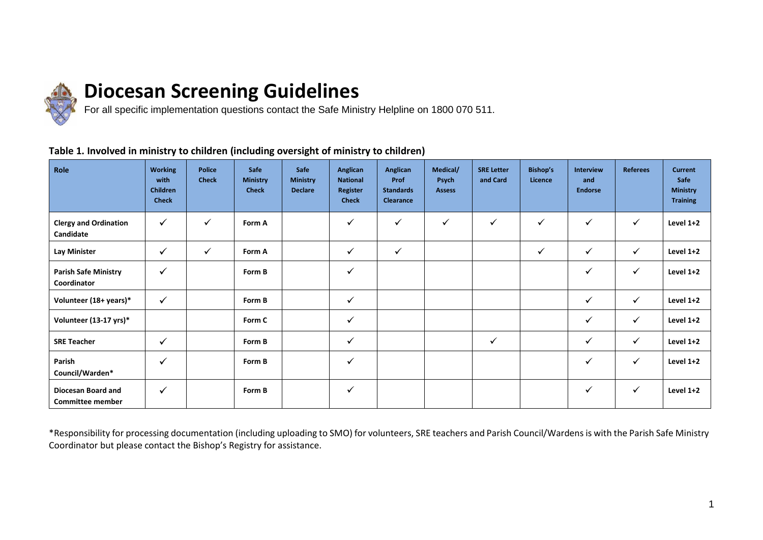# Diocesan Screening Guidelines

For all specific implementation questions contact the Safe Ministry Helpline on 1800 070 511.

**Table 1. Involved in ministry to children (including oversight of ministry to children)**

| Role | Working with Children Check | Police Check | Safe Ministry Check | Safe Ministry Declare | Anglican National Register Check | Anglican Prof Standards Clearance | Medical/ Psych Assess | SRE Letter and Card | Bishop's Licence | Interview and Endorse | Referees | Current Safe Ministry Training |
|---|---|---|---|---|---|---|---|---|---|---|---|---|
| **Clergy and Ordination Candidate** | ✓ | ✓ | **Form A** | | ✓ | ✓ | ✓ | ✓ | ✓ | ✓ | ✓ | **Level 1+2** |
| **Lay Minister** | ✓ | ✓ | **Form A** | | ✓ | ✓ | | | ✓ | ✓ | ✓ | **Level 1+2** |
| **Parish Safe Ministry Coordinator** | ✓ | | **Form B** | | ✓ | | | | | ✓ | ✓ | **Level 1+2** |
| **Volunteer (18+ years)*** | ✓ | | **Form B** | | ✓ | | | | | ✓ | ✓ | **Level 1+2** |
| **Volunteer (13-17 yrs)*** | | | **Form C** | | ✓ | | | | | ✓ | ✓ | **Level 1+2** |
| **SRE Teacher** | ✓ | | **Form B** | | ✓ | | | ✓ | | ✓ | ✓ | **Level 1+2** |
| **Parish Council/Warden*** | ✓ | | **Form B** | | ✓ | | | | | ✓ | ✓ | **Level 1+2** |
| **Diocesan Board and Committee member** | ✓ | | **Form B** | | ✓ | | | | | ✓ | ✓ | **Level 1+2** |

*Responsibility for processing documentation (including uploading to SMO) for volunteers, SRE teachers and Parish Council/Wardens is with the Parish Safe Ministry Coordinator but please contact the Bishop's Registry for assistance.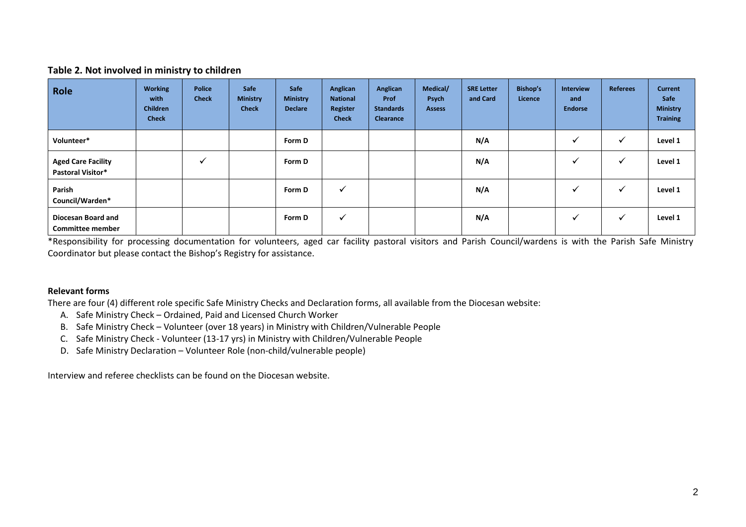**Table 2. Not involved in ministry to children**

| Role | Working with Children Check | Police Check | Safe Ministry Check | Safe Ministry Declare | Anglican National Register Check | Anglican Prof Standards Clearance | Medical/ Psych Assess | SRE Letter and Card | Bishop's Licence | Interview and Endorse | Referees | Current Safe Ministry Training |
|---|---|---|---|---|---|---|---|---|---|---|---|---|
| **Volunteer*** | | | | **Form D** | | | | **N/A** | | ✓ | ✓ | **Level 1** |
| **Aged Care Facility Pastoral Visitor*** | | ✓ | | **Form D** | | | | **N/A** | | ✓ | ✓ | **Level 1** |
| **Parish Council/Warden*** | | | | **Form D** | ✓ | | | **N/A** | | ✓ | ✓ | **Level 1** |
| **Diocesan Board and Committee member** | | | | **Form D** | ✓ | | | **N/A** | | ✓ | ✓ | **Level 1** |

*Responsibility for processing documentation for volunteers, aged car facility pastoral visitors and Parish Council/wardens is with the Parish Safe Ministry Coordinator but please contact the Bishop's Registry for assistance.

**Relevant forms**

There are four (4) different role specific Safe Ministry Checks and Declaration forms, all available from the Diocesan website:

A. Safe Ministry Check – Ordained, Paid and Licensed Church Worker
B. Safe Ministry Check – Volunteer (over 18 years) in Ministry with Children/Vulnerable People
C. Safe Ministry Check - Volunteer (13-17 yrs) in Ministry with Children/Vulnerable People
D. Safe Ministry Declaration – Volunteer Role (non-child/vulnerable people)

Interview and referee checklists can be found on the Diocesan website.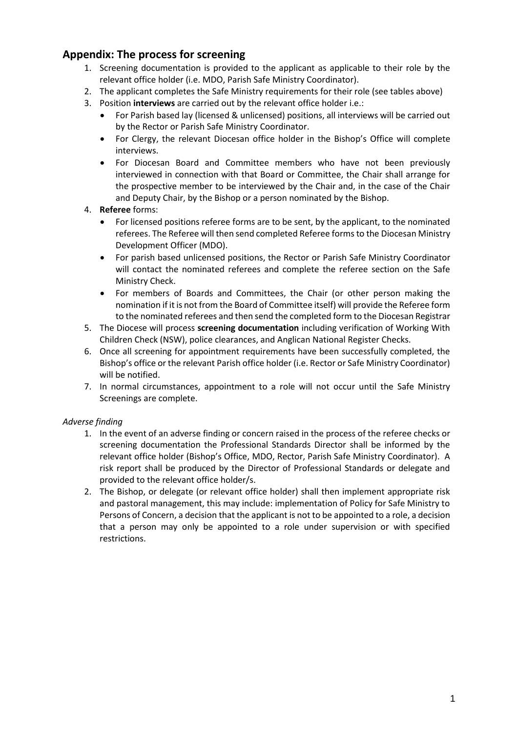## Appendix: The process for screening

1. Screening documentation is provided to the applicant as applicable to their role by the relevant office holder (i.e. MDO, Parish Safe Ministry Coordinator).
2. The applicant completes the Safe Ministry requirements for their role (see tables above)
3. Position **interviews** are carried out by the relevant office holder i.e.:
   - For Parish based lay (licensed & unlicensed) positions, all interviews will be carried out by the Rector or Parish Safe Ministry Coordinator.
   - For Clergy, the relevant Diocesan office holder in the Bishop's Office will complete interviews.
   - For Diocesan Board and Committee members who have not been previously interviewed in connection with that Board or Committee, the Chair shall arrange for the prospective member to be interviewed by the Chair and, in the case of the Chair and Deputy Chair, by the Bishop or a person nominated by the Bishop.
4. **Referee** forms:
   - For licensed positions referee forms are to be sent, by the applicant, to the nominated referees. The Referee will then send completed Referee forms to the Diocesan Ministry Development Officer (MDO).
   - For parish based unlicensed positions, the Rector or Parish Safe Ministry Coordinator will contact the nominated referees and complete the referee section on the Safe Ministry Check.
   - For members of Boards and Committees, the Chair (or other person making the nomination if it is not from the Board of Committee itself) will provide the Referee form to the nominated referees and then send the completed form to the Diocesan Registrar
5. The Diocese will process **screening documentation** including verification of Working With Children Check (NSW), police clearances, and Anglican National Register Checks.
6. Once all screening for appointment requirements have been successfully completed, the Bishop's office or the relevant Parish office holder (i.e. Rector or Safe Ministry Coordinator) will be notified.
7. In normal circumstances, appointment to a role will not occur until the Safe Ministry Screenings are complete.

*Adverse finding*

1. In the event of an adverse finding or concern raised in the process of the referee checks or screening documentation the Professional Standards Director shall be informed by the relevant office holder (Bishop's Office, MDO, Rector, Parish Safe Ministry Coordinator). A risk report shall be produced by the Director of Professional Standards or delegate and provided to the relevant office holder/s.
2. The Bishop, or delegate (or relevant office holder) shall then implement appropriate risk and pastoral management, this may include: implementation of Policy for Safe Ministry to Persons of Concern, a decision that the applicant is not to be appointed to a role, a decision that a person may only be appointed to a role under supervision or with specified restrictions.